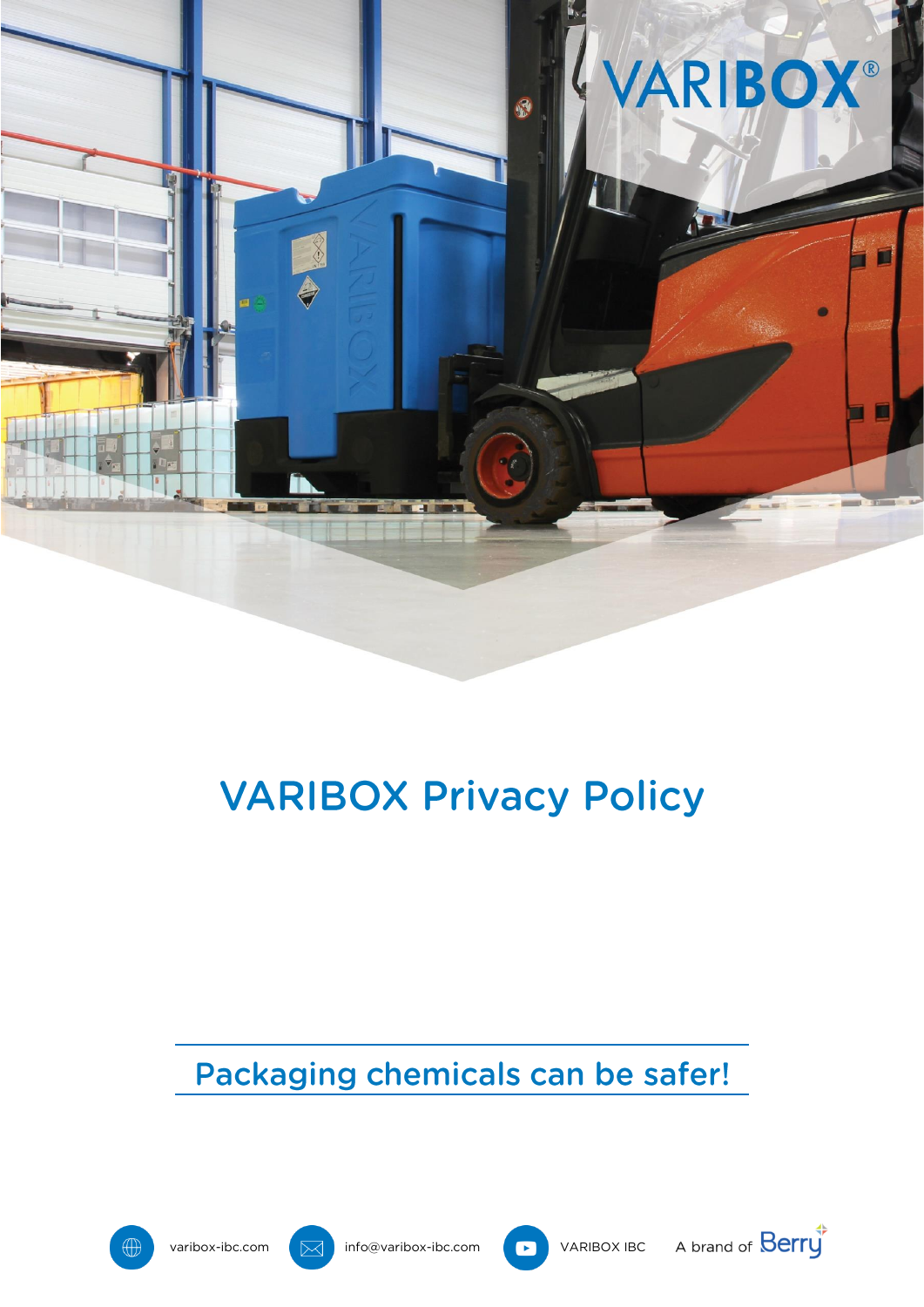VARIBOX®

# VARIBOX Privacy Policy

## Packaging chemicals can be safer!

varibox-ibc.com info@varibox-ibc.com VARIBOX IBC A brand of Berry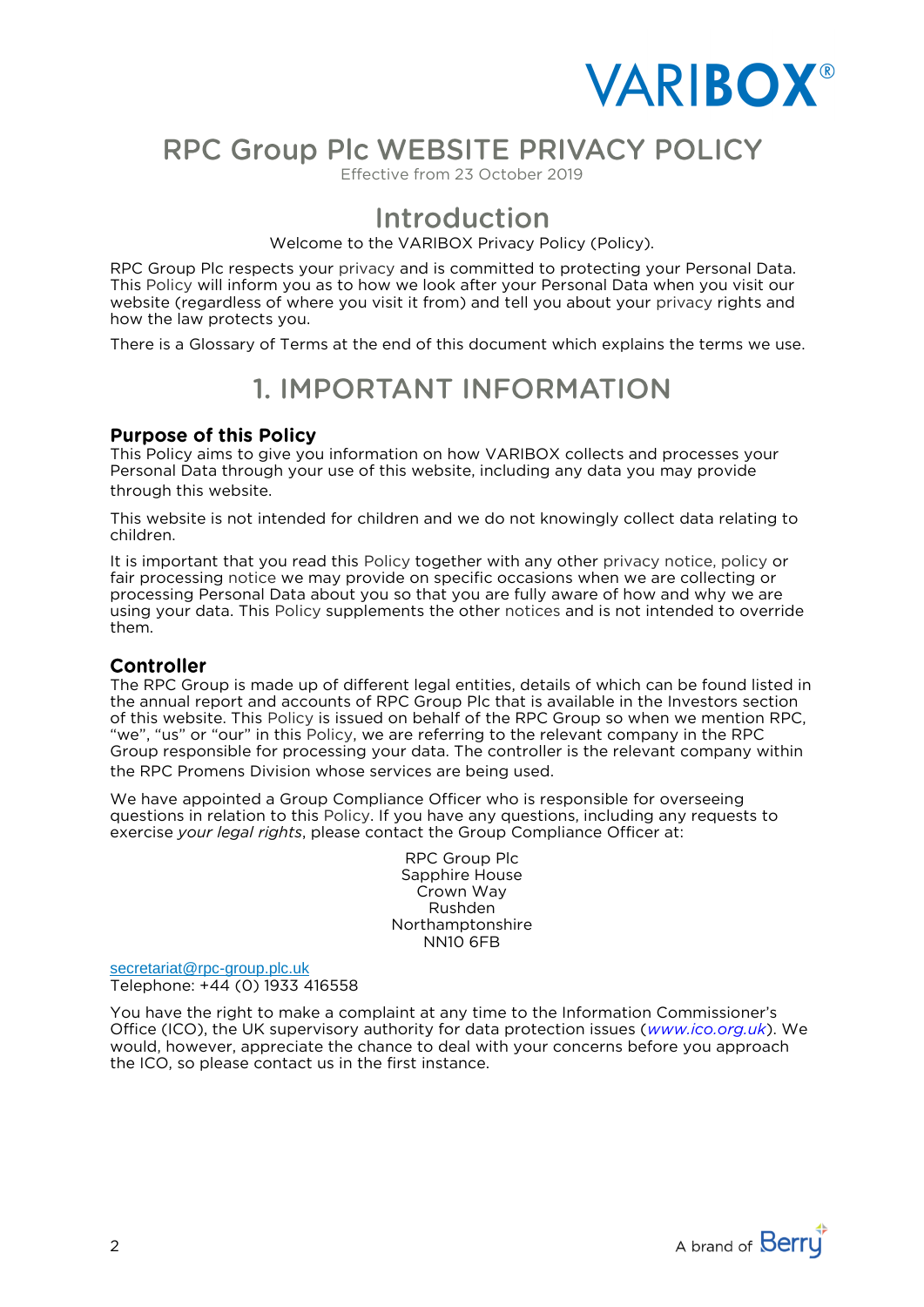# RPC Group Plc WEBSITE PRIVACY POLICY

Effective from 23 October 2019

## Introduction

Welcome to the VARIBOX Privacy Policy (Policy).

RPC Group Plc respects your privacy and is committed to protecting your Personal Data. This Policy will inform you as to how we look after your Personal Data when you visit our website (regardless of where you visit it from) and tell you about your privacy rights and how the law protects you.

There is a Glossary of Terms at the end of this document which explains the terms we use.

## 1. IMPORTANT INFORMATION

### Purpose of this Policy

This Policy aims to give you information on how VARIBOX collects and processes your Personal Data through your use of this website, including any data you may provide through this website.

This website is not intended for children and we do not knowingly collect data relating to children.

It is important that you read this Policy together with any other privacy notice, policy or fair processing notice we may provide on specific occasions when we are collecting or processing Personal Data about you so that you are fully aware of how and why we are using your data. This Policy supplements the other notices and is not intended to override them.

### Controller

The RPC Group is made up of different legal entities, details of which can be found listed in the annual report and accounts of RPC Group Plc that is available in the Investors section of this website. This Policy is issued on behalf of the RPC Group so when we mention RPC, "we", "us" or "our" in this Policy, we are referring to the relevant company in the RPC Group responsible for processing your data. The controller is the relevant company within the RPC Promens Division whose services are being used.

We have appointed a Group Compliance Officer who is responsible for overseeing questions in relation to this Policy. If you have any questions, including any requests to exercise *your legal rights*, please contact the Group Compliance Officer at:

RPC Group Plc
Sapphire House
Crown Way
Rushden
Northamptonshire
NN10 6FB

secretariat@rpc-group.plc.uk
Telephone: +44 (0) 1933 416558

You have the right to make a complaint at any time to the Information Commissioner's Office (ICO), the UK supervisory authority for data protection issues (*www.ico.org.uk*). We would, however, appreciate the chance to deal with your concerns before you approach the ICO, so please contact us in the first instance.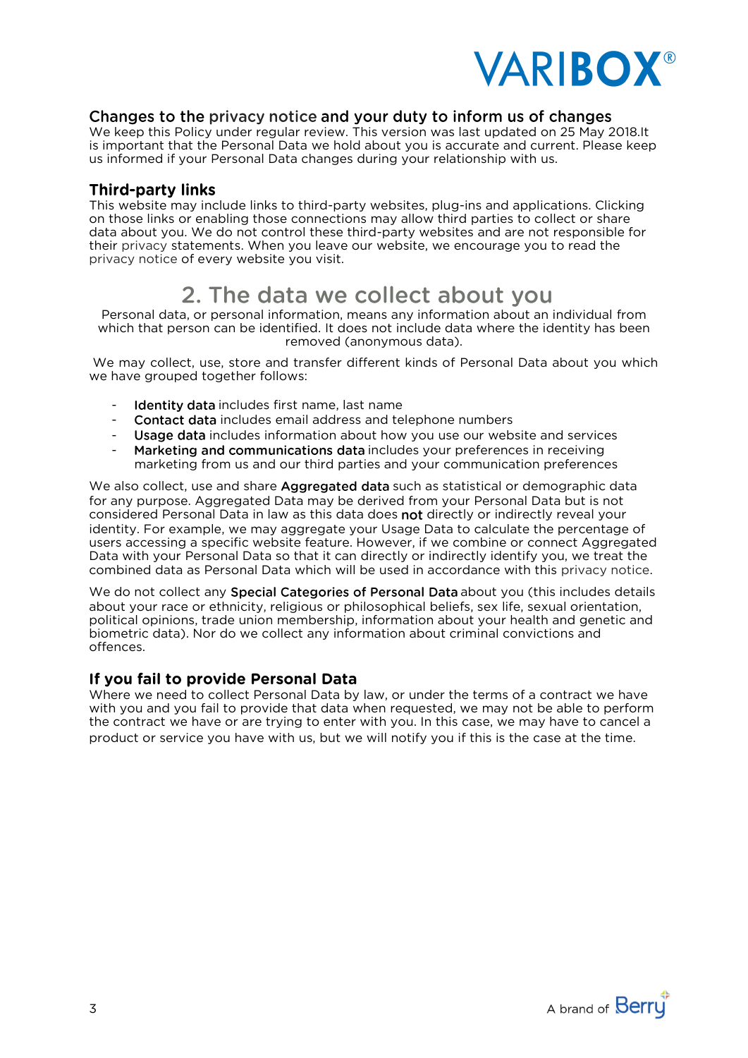### Changes to the privacy notice and your duty to inform us of changes

We keep this Policy under regular review. This version was last updated on 25 May 2018.It is important that the Personal Data we hold about you is accurate and current. Please keep us informed if your Personal Data changes during your relationship with us.

### Third-party links

This website may include links to third-party websites, plug-ins and applications. Clicking on those links or enabling those connections may allow third parties to collect or share data about you. We do not control these third-party websites and are not responsible for their privacy statements. When you leave our website, we encourage you to read the privacy notice of every website you visit.

## 2. The data we collect about you

Personal data, or personal information, means any information about an individual from which that person can be identified. It does not include data where the identity has been removed (anonymous data).

We may collect, use, store and transfer different kinds of Personal Data about you which we have grouped together follows:

- **Identity data** includes first name, last name
- **Contact data** includes email address and telephone numbers
- **Usage data** includes information about how you use our website and services
- **Marketing and communications data** includes your preferences in receiving marketing from us and our third parties and your communication preferences

We also collect, use and share **Aggregated data** such as statistical or demographic data for any purpose. Aggregated Data may be derived from your Personal Data but is not considered Personal Data in law as this data does **not** directly or indirectly reveal your identity. For example, we may aggregate your Usage Data to calculate the percentage of users accessing a specific website feature. However, if we combine or connect Aggregated Data with your Personal Data so that it can directly or indirectly identify you, we treat the combined data as Personal Data which will be used in accordance with this privacy notice.

We do not collect any **Special Categories of Personal Data** about you (this includes details about your race or ethnicity, religious or philosophical beliefs, sex life, sexual orientation, political opinions, trade union membership, information about your health and genetic and biometric data). Nor do we collect any information about criminal convictions and offences.

### If you fail to provide Personal Data

Where we need to collect Personal Data by law, or under the terms of a contract we have with you and you fail to provide that data when requested, we may not be able to perform the contract we have or are trying to enter with you. In this case, we may have to cancel a product or service you have with us, but we will notify you if this is the case at the time.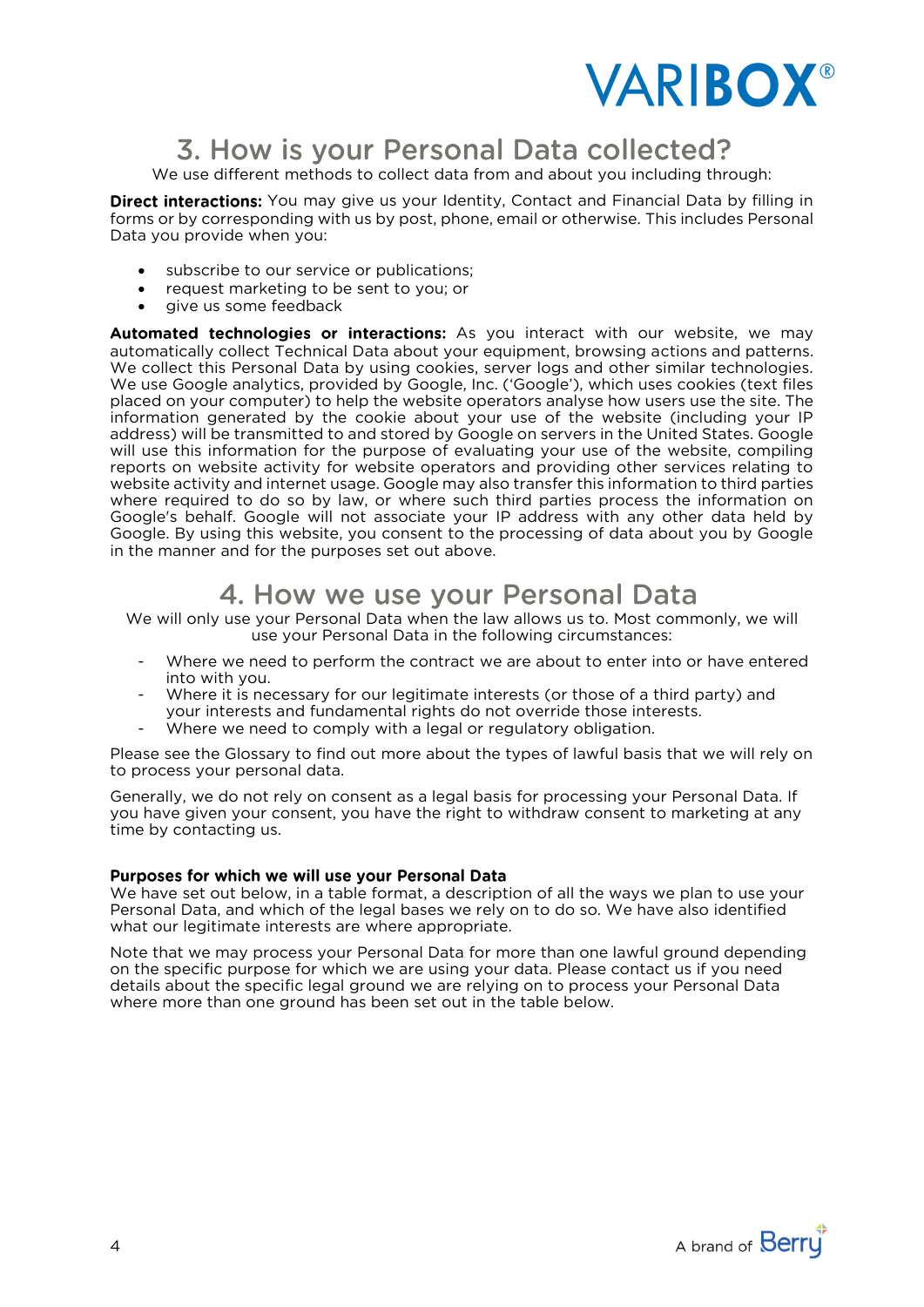## 3. How is your Personal Data collected?

We use different methods to collect data from and about you including through:

**Direct interactions:** You may give us your Identity, Contact and Financial Data by filling in forms or by corresponding with us by post, phone, email or otherwise. This includes Personal Data you provide when you:

- subscribe to our service or publications;
- request marketing to be sent to you; or
- give us some feedback

**Automated technologies or interactions:** As you interact with our website, we may automatically collect Technical Data about your equipment, browsing actions and patterns. We collect this Personal Data by using cookies, server logs and other similar technologies. We use Google analytics, provided by Google, Inc. ('Google'), which uses cookies (text files placed on your computer) to help the website operators analyse how users use the site. The information generated by the cookie about your use of the website (including your IP address) will be transmitted to and stored by Google on servers in the United States. Google will use this information for the purpose of evaluating your use of the website, compiling reports on website activity for website operators and providing other services relating to website activity and internet usage. Google may also transfer this information to third parties where required to do so by law, or where such third parties process the information on Google's behalf. Google will not associate your IP address with any other data held by Google. By using this website, you consent to the processing of data about you by Google in the manner and for the purposes set out above.

## 4. How we use your Personal Data

We will only use your Personal Data when the law allows us to. Most commonly, we will use your Personal Data in the following circumstances:

- Where we need to perform the contract we are about to enter into or have entered into with you.
- Where it is necessary for our legitimate interests (or those of a third party) and your interests and fundamental rights do not override those interests.
- Where we need to comply with a legal or regulatory obligation.

Please see the Glossary to find out more about the types of lawful basis that we will rely on to process your personal data.

Generally, we do not rely on consent as a legal basis for processing your Personal Data. If you have given your consent, you have the right to withdraw consent to marketing at any time by contacting us.

**Purposes for which we will use your Personal Data**

We have set out below, in a table format, a description of all the ways we plan to use your Personal Data, and which of the legal bases we rely on to do so. We have also identified what our legitimate interests are where appropriate.

Note that we may process your Personal Data for more than one lawful ground depending on the specific purpose for which we are using your data. Please contact us if you need details about the specific legal ground we are relying on to process your Personal Data where more than one ground has been set out in the table below.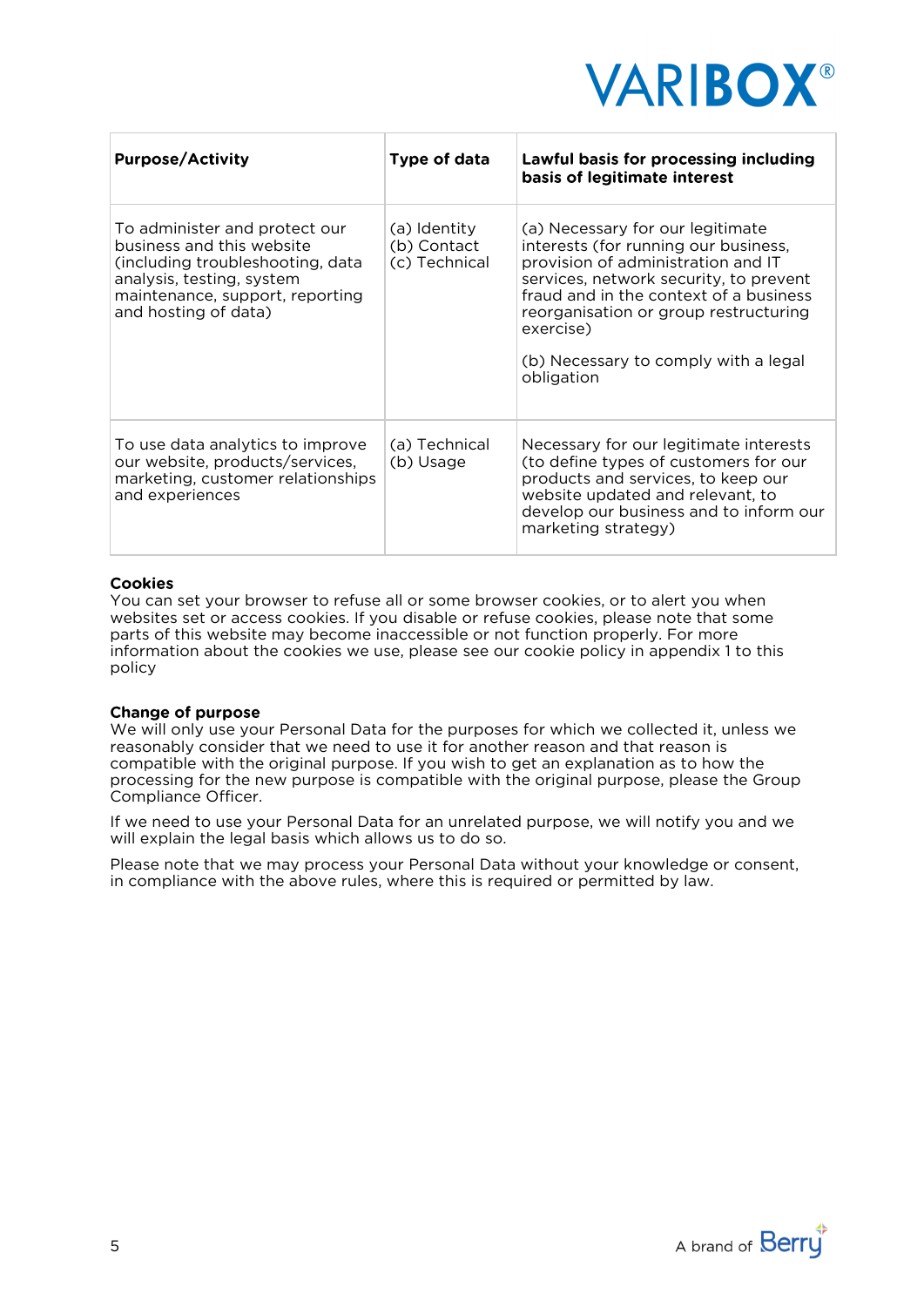| Purpose/Activity | Type of data | Lawful basis for processing including basis of legitimate interest |
|---|---|---|
| To administer and protect our business and this website (including troubleshooting, data analysis, testing, system maintenance, support, reporting and hosting of data) | (a) Identity<br>(b) Contact<br>(c) Technical | (a) Necessary for our legitimate interests (for running our business, provision of administration and IT services, network security, to prevent fraud and in the context of a business reorganisation or group restructuring exercise)<br><br>(b) Necessary to comply with a legal obligation |
| To use data analytics to improve our website, products/services, marketing, customer relationships and experiences | (a) Technical<br>(b) Usage | Necessary for our legitimate interests (to define types of customers for our products and services, to keep our website updated and relevant, to develop our business and to inform our marketing strategy) |

**Cookies**
You can set your browser to refuse all or some browser cookies, or to alert you when websites set or access cookies. If you disable or refuse cookies, please note that some parts of this website may become inaccessible or not function properly. For more information about the cookies we use, please see our cookie policy in appendix 1 to this policy

**Change of purpose**
We will only use your Personal Data for the purposes for which we collected it, unless we reasonably consider that we need to use it for another reason and that reason is compatible with the original purpose. If you wish to get an explanation as to how the processing for the new purpose is compatible with the original purpose, please the Group Compliance Officer.

If we need to use your Personal Data for an unrelated purpose, we will notify you and we will explain the legal basis which allows us to do so.

Please note that we may process your Personal Data without your knowledge or consent, in compliance with the above rules, where this is required or permitted by law.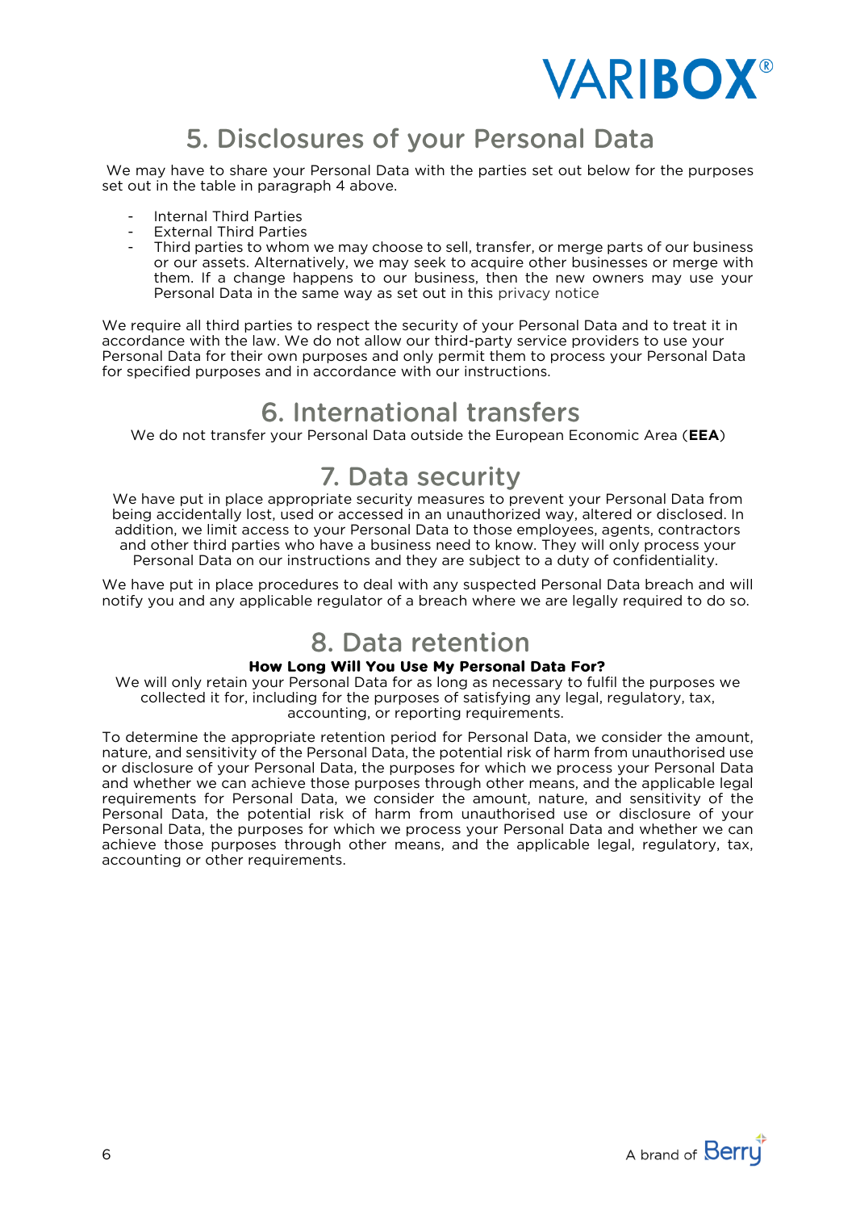## 5. Disclosures of your Personal Data

We may have to share your Personal Data with the parties set out below for the purposes set out in the table in paragraph 4 above.

- Internal Third Parties
- External Third Parties
- Third parties to whom we may choose to sell, transfer, or merge parts of our business or our assets. Alternatively, we may seek to acquire other businesses or merge with them. If a change happens to our business, then the new owners may use your Personal Data in the same way as set out in this privacy notice

We require all third parties to respect the security of your Personal Data and to treat it in accordance with the law. We do not allow our third-party service providers to use your Personal Data for their own purposes and only permit them to process your Personal Data for specified purposes and in accordance with our instructions.

## 6. International transfers

We do not transfer your Personal Data outside the European Economic Area (**EEA**)

## 7. Data security

We have put in place appropriate security measures to prevent your Personal Data from being accidentally lost, used or accessed in an unauthorized way, altered or disclosed. In addition, we limit access to your Personal Data to those employees, agents, contractors and other third parties who have a business need to know. They will only process your Personal Data on our instructions and they are subject to a duty of confidentiality.

We have put in place procedures to deal with any suspected Personal Data breach and will notify you and any applicable regulator of a breach where we are legally required to do so.

## 8. Data retention

**How Long Will You Use My Personal Data For?**

We will only retain your Personal Data for as long as necessary to fulfil the purposes we collected it for, including for the purposes of satisfying any legal, regulatory, tax, accounting, or reporting requirements.

To determine the appropriate retention period for Personal Data, we consider the amount, nature, and sensitivity of the Personal Data, the potential risk of harm from unauthorised use or disclosure of your Personal Data, the purposes for which we process your Personal Data and whether we can achieve those purposes through other means, and the applicable legal requirements for Personal Data, we consider the amount, nature, and sensitivity of the Personal Data, the potential risk of harm from unauthorised use or disclosure of your Personal Data, the purposes for which we process your Personal Data and whether we can achieve those purposes through other means, and the applicable legal, regulatory, tax, accounting or other requirements.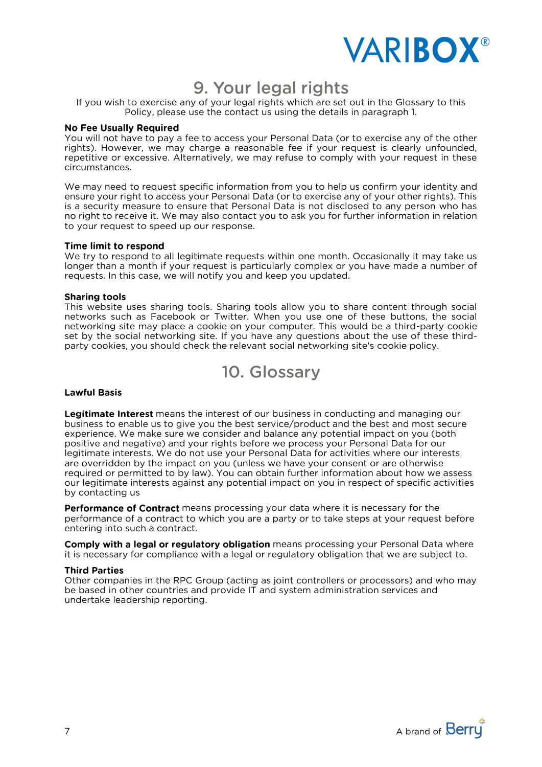# 9. Your legal rights

If you wish to exercise any of your legal rights which are set out in the Glossary to this Policy, please use the contact us using the details in paragraph 1.

**No Fee Usually Required**
You will not have to pay a fee to access your Personal Data (or to exercise any of the other rights). However, we may charge a reasonable fee if your request is clearly unfounded, repetitive or excessive. Alternatively, we may refuse to comply with your request in these circumstances.

We may need to request specific information from you to help us confirm your identity and ensure your right to access your Personal Data (or to exercise any of your other rights). This is a security measure to ensure that Personal Data is not disclosed to any person who has no right to receive it. We may also contact you to ask you for further information in relation to your request to speed up our response.

**Time limit to respond**
We try to respond to all legitimate requests within one month. Occasionally it may take us longer than a month if your request is particularly complex or you have made a number of requests. In this case, we will notify you and keep you updated.

**Sharing tools**
This website uses sharing tools. Sharing tools allow you to share content through social networks such as Facebook or Twitter. When you use one of these buttons, the social networking site may place a cookie on your computer. This would be a third-party cookie set by the social networking site. If you have any questions about the use of these third-party cookies, you should check the relevant social networking site's cookie policy.

# 10. Glossary

**Lawful Basis**

**Legitimate Interest** means the interest of our business in conducting and managing our business to enable us to give you the best service/product and the best and most secure experience. We make sure we consider and balance any potential impact on you (both positive and negative) and your rights before we process your Personal Data for our legitimate interests. We do not use your Personal Data for activities where our interests are overridden by the impact on you (unless we have your consent or are otherwise required or permitted to by law). You can obtain further information about how we assess our legitimate interests against any potential impact on you in respect of specific activities by contacting us

**Performance of Contract** means processing your data where it is necessary for the performance of a contract to which you are a party or to take steps at your request before entering into such a contract.

**Comply with a legal or regulatory obligation** means processing your Personal Data where it is necessary for compliance with a legal or regulatory obligation that we are subject to.

**Third Parties**
Other companies in the RPC Group (acting as joint controllers or processors) and who may be based in other countries and provide IT and system administration services and undertake leadership reporting.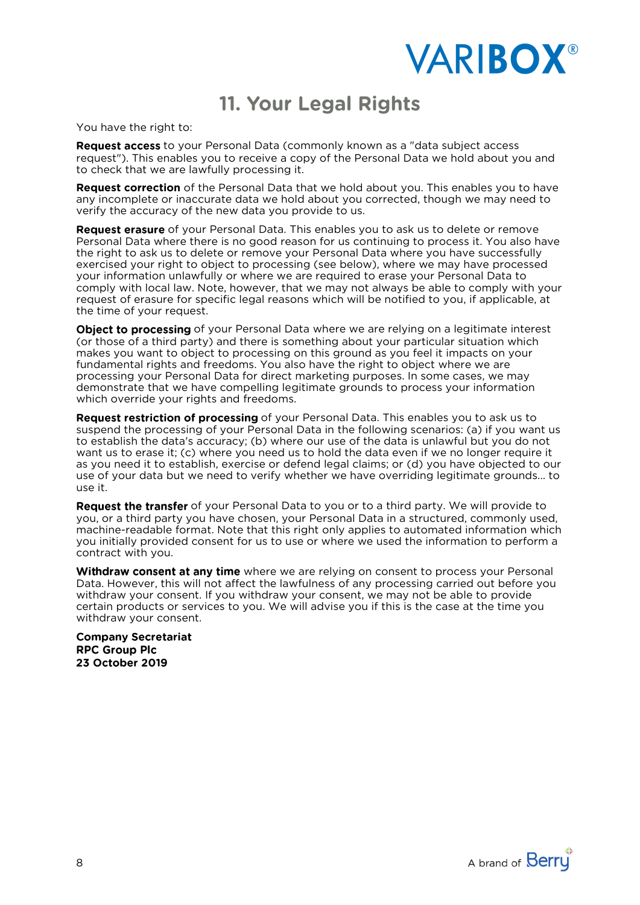# 11. Your Legal Rights

You have the right to:

**Request access** to your Personal Data (commonly known as a "data subject access request"). This enables you to receive a copy of the Personal Data we hold about you and to check that we are lawfully processing it.

**Request correction** of the Personal Data that we hold about you. This enables you to have any incomplete or inaccurate data we hold about you corrected, though we may need to verify the accuracy of the new data you provide to us.

**Request erasure** of your Personal Data. This enables you to ask us to delete or remove Personal Data where there is no good reason for us continuing to process it. You also have the right to ask us to delete or remove your Personal Data where you have successfully exercised your right to object to processing (see below), where we may have processed your information unlawfully or where we are required to erase your Personal Data to comply with local law. Note, however, that we may not always be able to comply with your request of erasure for specific legal reasons which will be notified to you, if applicable, at the time of your request.

**Object to processing** of your Personal Data where we are relying on a legitimate interest (or those of a third party) and there is something about your particular situation which makes you want to object to processing on this ground as you feel it impacts on your fundamental rights and freedoms. You also have the right to object where we are processing your Personal Data for direct marketing purposes. In some cases, we may demonstrate that we have compelling legitimate grounds to process your information which override your rights and freedoms.

**Request restriction of processing** of your Personal Data. This enables you to ask us to suspend the processing of your Personal Data in the following scenarios: (a) if you want us to establish the data's accuracy; (b) where our use of the data is unlawful but you do not want us to erase it; (c) where you need us to hold the data even if we no longer require it as you need it to establish, exercise or defend legal claims; or (d) you have objected to our use of your data but we need to verify whether we have overriding legitimate grounds... to use it.

**Request the transfer** of your Personal Data to you or to a third party. We will provide to you, or a third party you have chosen, your Personal Data in a structured, commonly used, machine-readable format. Note that this right only applies to automated information which you initially provided consent for us to use or where we used the information to perform a contract with you.

**Withdraw consent at any time** where we are relying on consent to process your Personal Data. However, this will not affect the lawfulness of any processing carried out before you withdraw your consent. If you withdraw your consent, we may not be able to provide certain products or services to you. We will advise you if this is the case at the time you withdraw your consent.

**Company Secretariat**
**RPC Group Plc**
**23 October 2019**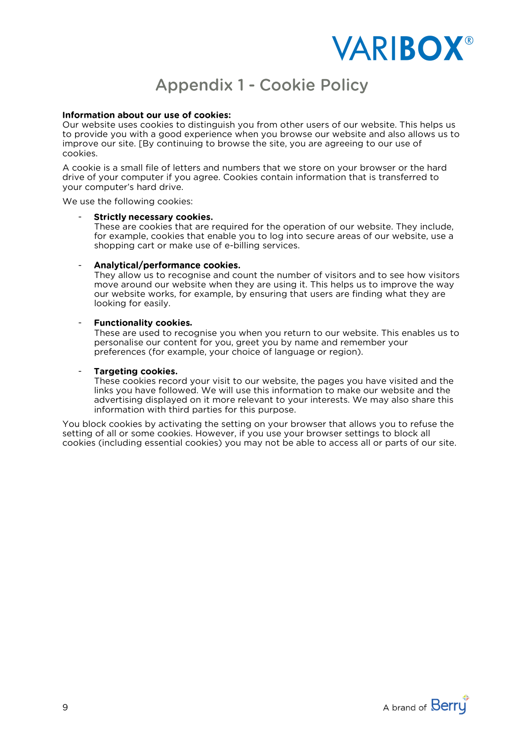# Appendix 1 - Cookie Policy

**Information about our use of cookies:**
Our website uses cookies to distinguish you from other users of our website. This helps us to provide you with a good experience when you browse our website and also allows us to improve our site. [By continuing to browse the site, you are agreeing to our use of cookies.

A cookie is a small file of letters and numbers that we store on your browser or the hard drive of your computer if you agree. Cookies contain information that is transferred to your computer's hard drive.

We use the following cookies:

- **Strictly necessary cookies.**
  These are cookies that are required for the operation of our website. They include, for example, cookies that enable you to log into secure areas of our website, use a shopping cart or make use of e-billing services.

- **Analytical/performance cookies.**
  They allow us to recognise and count the number of visitors and to see how visitors move around our website when they are using it. This helps us to improve the way our website works, for example, by ensuring that users are finding what they are looking for easily.

- **Functionality cookies.**
  These are used to recognise you when you return to our website. This enables us to personalise our content for you, greet you by name and remember your preferences (for example, your choice of language or region).

- **Targeting cookies.**
  These cookies record your visit to our website, the pages you have visited and the links you have followed. We will use this information to make our website and the advertising displayed on it more relevant to your interests. We may also share this information with third parties for this purpose.

You block cookies by activating the setting on your browser that allows you to refuse the setting of all or some cookies. However, if you use your browser settings to block all cookies (including essential cookies) you may not be able to access all or parts of our site.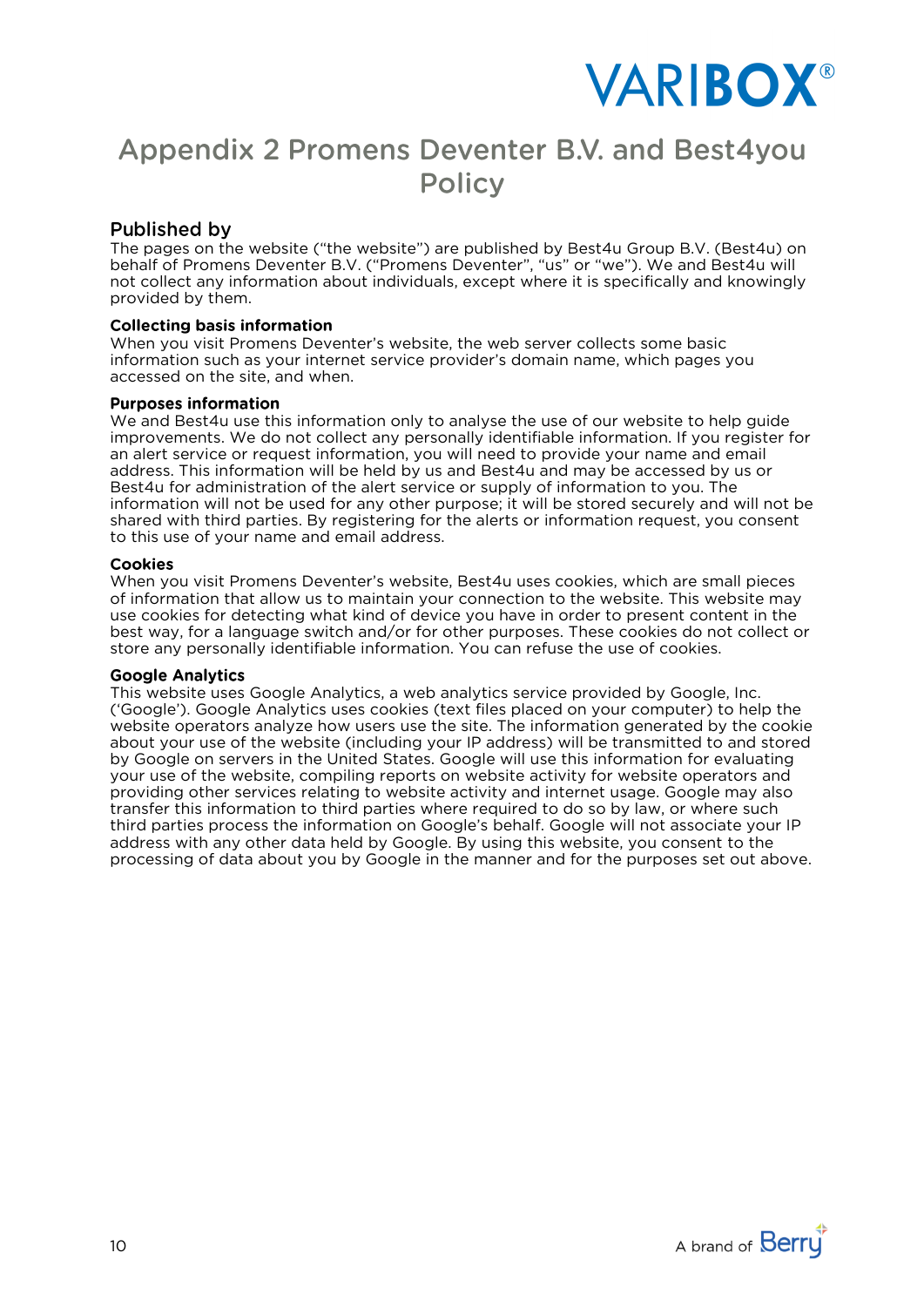# Appendix 2 Promens Deventer B.V. and Best4you Policy

## Published by

The pages on the website ("the website") are published by Best4u Group B.V. (Best4u) on behalf of Promens Deventer B.V. ("Promens Deventer", "us" or "we"). We and Best4u will not collect any information about individuals, except where it is specifically and knowingly provided by them.

### Collecting basis information

When you visit Promens Deventer's website, the web server collects some basic information such as your internet service provider's domain name, which pages you accessed on the site, and when.

### Purposes information

We and Best4u use this information only to analyse the use of our website to help guide improvements. We do not collect any personally identifiable information. If you register for an alert service or request information, you will need to provide your name and email address. This information will be held by us and Best4u and may be accessed by us or Best4u for administration of the alert service or supply of information to you. The information will not be used for any other purpose; it will be stored securely and will not be shared with third parties. By registering for the alerts or information request, you consent to this use of your name and email address.

### Cookies

When you visit Promens Deventer's website, Best4u uses cookies, which are small pieces of information that allow us to maintain your connection to the website. This website may use cookies for detecting what kind of device you have in order to present content in the best way, for a language switch and/or for other purposes. These cookies do not collect or store any personally identifiable information. You can refuse the use of cookies.

### Google Analytics

This website uses Google Analytics, a web analytics service provided by Google, Inc. ('Google'). Google Analytics uses cookies (text files placed on your computer) to help the website operators analyze how users use the site. The information generated by the cookie about your use of the website (including your IP address) will be transmitted to and stored by Google on servers in the United States. Google will use this information for evaluating your use of the website, compiling reports on website activity for website operators and providing other services relating to website activity and internet usage. Google may also transfer this information to third parties where required to do so by law, or where such third parties process the information on Google's behalf. Google will not associate your IP address with any other data held by Google. By using this website, you consent to the processing of data about you by Google in the manner and for the purposes set out above.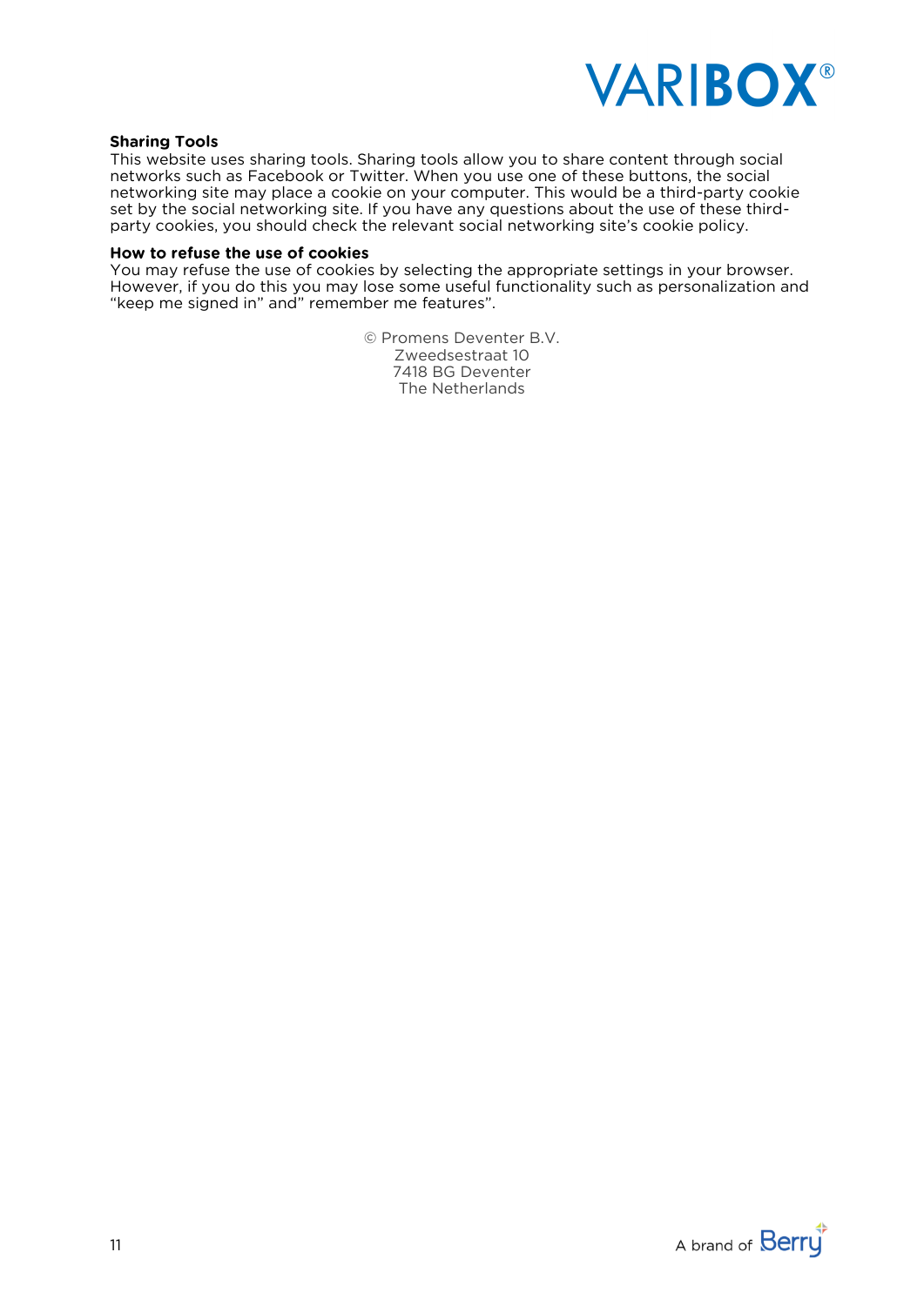**Sharing Tools**
This website uses sharing tools. Sharing tools allow you to share content through social networks such as Facebook or Twitter. When you use one of these buttons, the social networking site may place a cookie on your computer. This would be a third-party cookie set by the social networking site. If you have any questions about the use of these third-party cookies, you should check the relevant social networking site's cookie policy.

**How to refuse the use of cookies**
You may refuse the use of cookies by selecting the appropriate settings in your browser. However, if you do this you may lose some useful functionality such as personalization and "keep me signed in" and" remember me features".

© Promens Deventer B.V.
Zweedsestraat 10
7418 BG Deventer
The Netherlands